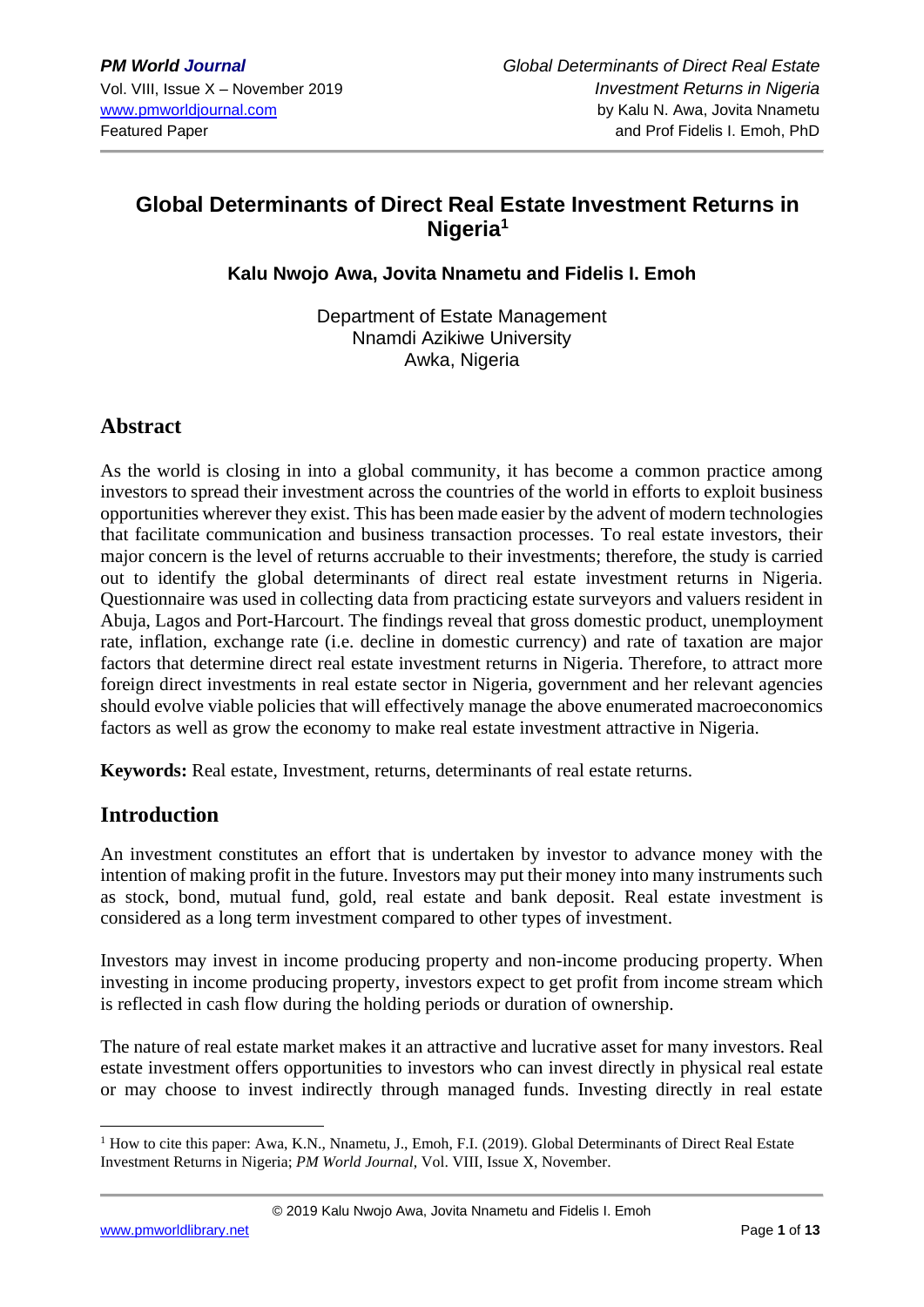# Global Determinants of Direct Real Estate Investment Returns in Nigeria[1]

**Kalu Nwojo Awa, Jovita Nnametu and Fidelis I. Emoh**

Department of Estate Management
Nnamdi Azikiwe University
Awka, Nigeria

## Abstract

As the world is closing in into a global community, it has become a common practice among investors to spread their investment across the countries of the world in efforts to exploit business opportunities wherever they exist. This has been made easier by the advent of modern technologies that facilitate communication and business transaction processes. To real estate investors, their major concern is the level of returns accruable to their investments; therefore, the study is carried out to identify the global determinants of direct real estate investment returns in Nigeria. Questionnaire was used in collecting data from practicing estate surveyors and valuers resident in Abuja, Lagos and Port-Harcourt. The findings reveal that gross domestic product, unemployment rate, inflation, exchange rate (i.e. decline in domestic currency) and rate of taxation are major factors that determine direct real estate investment returns in Nigeria. Therefore, to attract more foreign direct investments in real estate sector in Nigeria, government and her relevant agencies should evolve viable policies that will effectively manage the above enumerated macroeconomics factors as well as grow the economy to make real estate investment attractive in Nigeria.

**Keywords:** Real estate, Investment, returns, determinants of real estate returns.

## Introduction

An investment constitutes an effort that is undertaken by investor to advance money with the intention of making profit in the future. Investors may put their money into many instruments such as stock, bond, mutual fund, gold, real estate and bank deposit. Real estate investment is considered as a long term investment compared to other types of investment.

Investors may invest in income producing property and non-income producing property. When investing in income producing property, investors expect to get profit from income stream which is reflected in cash flow during the holding periods or duration of ownership.

The nature of real estate market makes it an attractive and lucrative asset for many investors. Real estate investment offers opportunities to investors who can invest directly in physical real estate or may choose to invest indirectly through managed funds. Investing directly in real estate

---

[1] How to cite this paper: Awa, K.N., Nnametu, J., Emoh, F.I. (2019). Global Determinants of Direct Real Estate Investment Returns in Nigeria; *PM World Journal*, Vol. VIII, Issue X, November.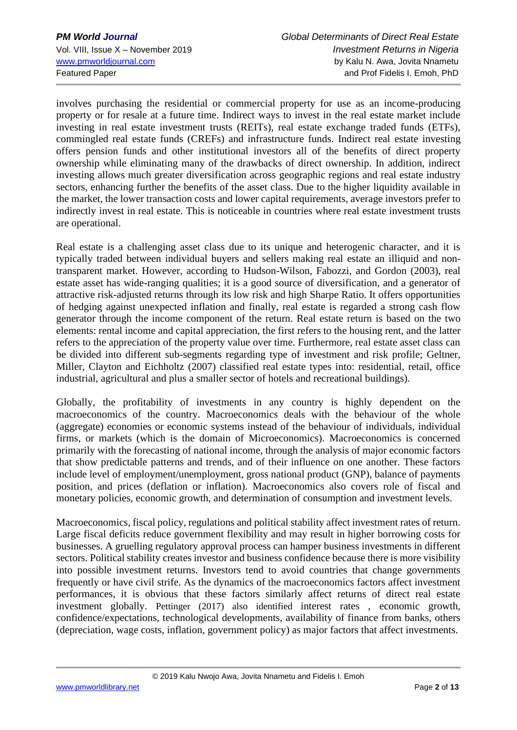involves purchasing the residential or commercial property for use as an income-producing property or for resale at a future time. Indirect ways to invest in the real estate market include investing in real estate investment trusts (REITs), real estate exchange traded funds (ETFs), commingled real estate funds (CREFs) and infrastructure funds. Indirect real estate investing offers pension funds and other institutional investors all of the benefits of direct property ownership while eliminating many of the drawbacks of direct ownership. In addition, indirect investing allows much greater diversification across geographic regions and real estate industry sectors, enhancing further the benefits of the asset class. Due to the higher liquidity available in the market, the lower transaction costs and lower capital requirements, average investors prefer to indirectly invest in real estate. This is noticeable in countries where real estate investment trusts are operational.

Real estate is a challenging asset class due to its unique and heterogenic character, and it is typically traded between individual buyers and sellers making real estate an illiquid and non-transparent market. However, according to Hudson-Wilson, Fabozzi, and Gordon (2003), real estate asset has wide-ranging qualities; it is a good source of diversification, and a generator of attractive risk-adjusted returns through its low risk and high Sharpe Ratio. It offers opportunities of hedging against unexpected inflation and finally, real estate is regarded a strong cash flow generator through the income component of the return. Real estate return is based on the two elements: rental income and capital appreciation, the first refers to the housing rent, and the latter refers to the appreciation of the property value over time. Furthermore, real estate asset class can be divided into different sub-segments regarding type of investment and risk profile; Geltner, Miller, Clayton and Eichholtz (2007) classified real estate types into: residential, retail, office industrial, agricultural and plus a smaller sector of hotels and recreational buildings).

Globally, the profitability of investments in any country is highly dependent on the macroeconomics of the country. Macroeconomics deals with the behaviour of the whole (aggregate) economies or economic systems instead of the behaviour of individuals, individual firms, or markets (which is the domain of Microeconomics). Macroeconomics is concerned primarily with the forecasting of national income, through the analysis of major economic factors that show predictable patterns and trends, and of their influence on one another. These factors include level of employment/unemployment, gross national product (GNP), balance of payments position, and prices (deflation or inflation). Macroeconomics also covers role of fiscal and monetary policies, economic growth, and determination of consumption and investment levels.

Macroeconomics, fiscal policy, regulations and political stability affect investment rates of return. Large fiscal deficits reduce government flexibility and may result in higher borrowing costs for businesses. A gruelling regulatory approval process can hamper business investments in different sectors. Political stability creates investor and business confidence because there is more visibility into possible investment returns. Investors tend to avoid countries that change governments frequently or have civil strife. As the dynamics of the macroeconomics factors affect investment performances, it is obvious that these factors similarly affect returns of direct real estate investment globally. Pettinger (2017) also identified interest rates , economic growth, confidence/expectations, technological developments, availability of finance from banks, others (depreciation, wage costs, inflation, government policy) as major factors that affect investments.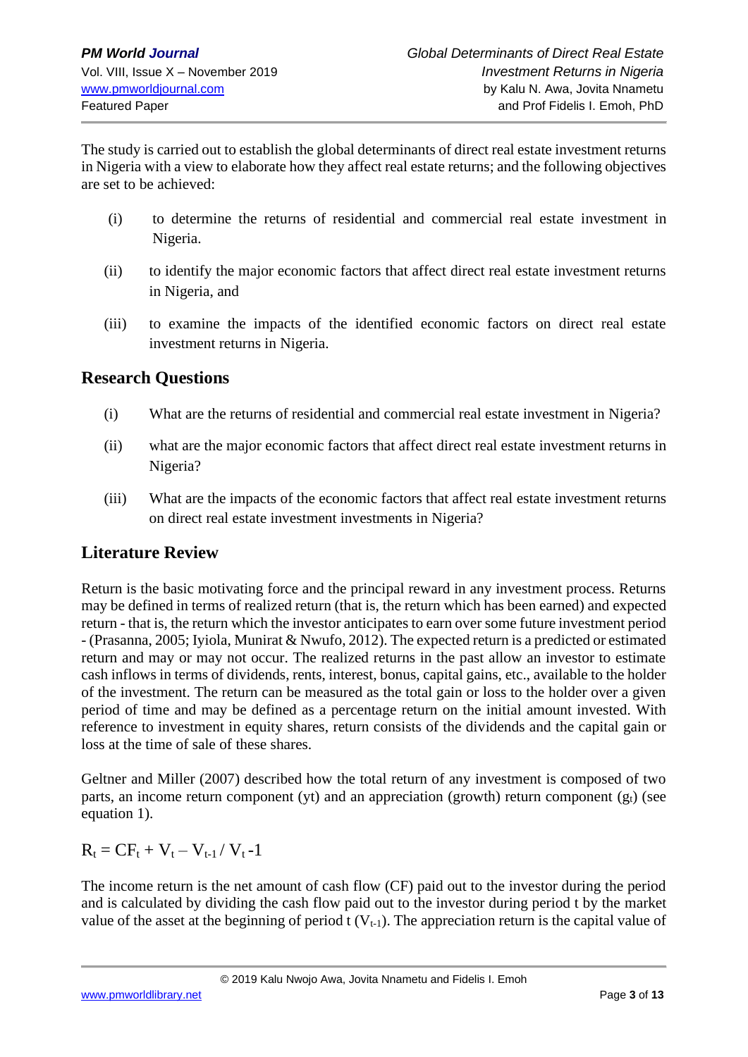The study is carried out to establish the global determinants of direct real estate investment returns in Nigeria with a view to elaborate how they affect real estate returns; and the following objectives are set to be achieved:

(i) to determine the returns of residential and commercial real estate investment in Nigeria.

(ii) to identify the major economic factors that affect direct real estate investment returns in Nigeria, and

(iii) to examine the impacts of the identified economic factors on direct real estate investment returns in Nigeria.

## Research Questions

(i) What are the returns of residential and commercial real estate investment in Nigeria?

(ii) what are the major economic factors that affect direct real estate investment returns in Nigeria?

(iii) What are the impacts of the economic factors that affect real estate investment returns on direct real estate investment investments in Nigeria?

## Literature Review

Return is the basic motivating force and the principal reward in any investment process. Returns may be defined in terms of realized return (that is, the return which has been earned) and expected return - that is, the return which the investor anticipates to earn over some future investment period - (Prasanna, 2005; Iyiola, Munirat & Nwufo, 2012). The expected return is a predicted or estimated return and may or may not occur. The realized returns in the past allow an investor to estimate cash inflows in terms of dividends, rents, interest, bonus, capital gains, etc., available to the holder of the investment. The return can be measured as the total gain or loss to the holder over a given period of time and may be defined as a percentage return on the initial amount invested. With reference to investment in equity shares, return consists of the dividends and the capital gain or loss at the time of sale of these shares.

Geltner and Miller (2007) described how the total return of any investment is composed of two parts, an income return component (yt) and an appreciation (growth) return component ($g_t$) (see equation 1).

$$R_t = CF_t + V_t - V_{t-1} / V_t - 1$$

The income return is the net amount of cash flow (CF) paid out to the investor during the period and is calculated by dividing the cash flow paid out to the investor during period t by the market value of the asset at the beginning of period t ($V_{t-1}$). The appreciation return is the capital value of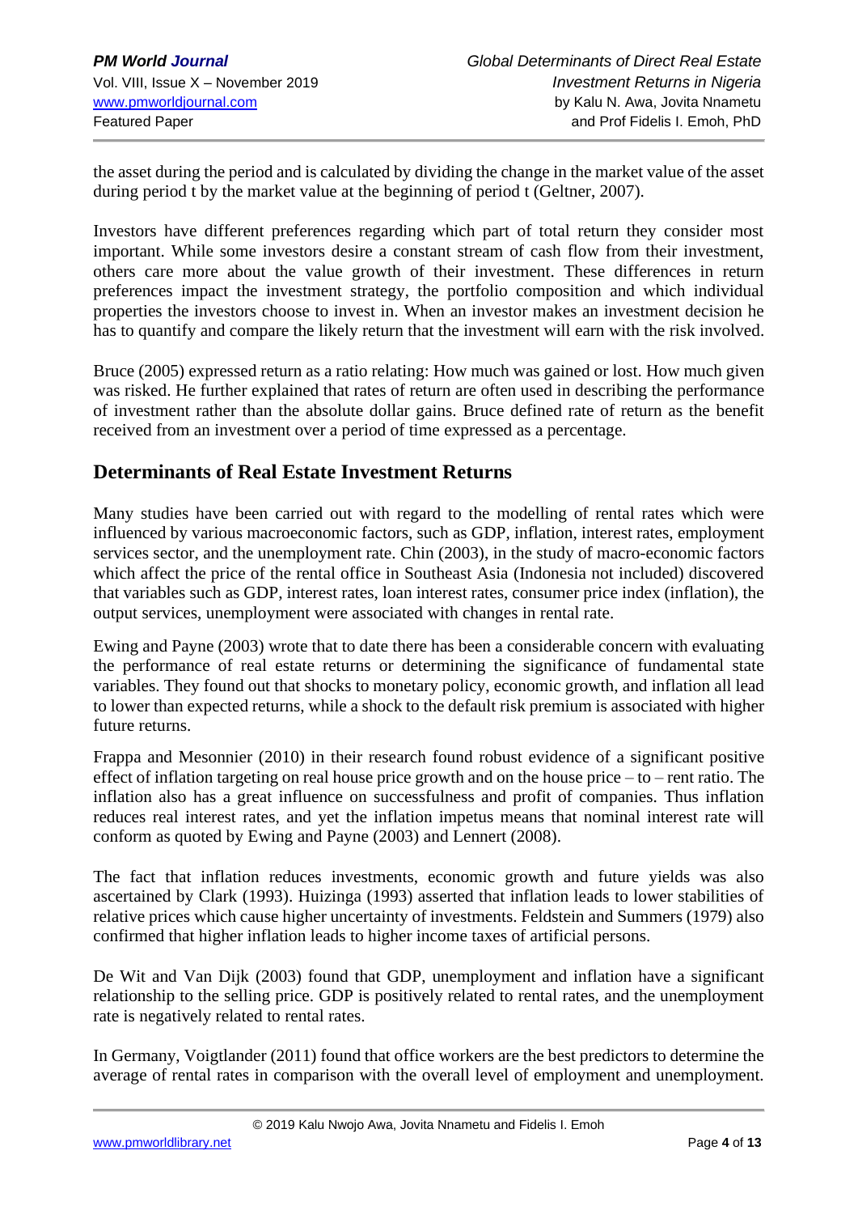the asset during the period and is calculated by dividing the change in the market value of the asset during period t by the market value at the beginning of period t (Geltner, 2007).

Investors have different preferences regarding which part of total return they consider most important. While some investors desire a constant stream of cash flow from their investment, others care more about the value growth of their investment. These differences in return preferences impact the investment strategy, the portfolio composition and which individual properties the investors choose to invest in. When an investor makes an investment decision he has to quantify and compare the likely return that the investment will earn with the risk involved.

Bruce (2005) expressed return as a ratio relating: How much was gained or lost. How much given was risked. He further explained that rates of return are often used in describing the performance of investment rather than the absolute dollar gains. Bruce defined rate of return as the benefit received from an investment over a period of time expressed as a percentage.

## Determinants of Real Estate Investment Returns

Many studies have been carried out with regard to the modelling of rental rates which were influenced by various macroeconomic factors, such as GDP, inflation, interest rates, employment services sector, and the unemployment rate. Chin (2003), in the study of macro-economic factors which affect the price of the rental office in Southeast Asia (Indonesia not included) discovered that variables such as GDP, interest rates, loan interest rates, consumer price index (inflation), the output services, unemployment were associated with changes in rental rate.

Ewing and Payne (2003) wrote that to date there has been a considerable concern with evaluating the performance of real estate returns or determining the significance of fundamental state variables. They found out that shocks to monetary policy, economic growth, and inflation all lead to lower than expected returns, while a shock to the default risk premium is associated with higher future returns.

Frappa and Mesonnier (2010) in their research found robust evidence of a significant positive effect of inflation targeting on real house price growth and on the house price – to – rent ratio. The inflation also has a great influence on successfulness and profit of companies. Thus inflation reduces real interest rates, and yet the inflation impetus means that nominal interest rate will conform as quoted by Ewing and Payne (2003) and Lennert (2008).

The fact that inflation reduces investments, economic growth and future yields was also ascertained by Clark (1993). Huizinga (1993) asserted that inflation leads to lower stabilities of relative prices which cause higher uncertainty of investments. Feldstein and Summers (1979) also confirmed that higher inflation leads to higher income taxes of artificial persons.

De Wit and Van Dijk (2003) found that GDP, unemployment and inflation have a significant relationship to the selling price. GDP is positively related to rental rates, and the unemployment rate is negatively related to rental rates.

In Germany, Voigtlander (2011) found that office workers are the best predictors to determine the average of rental rates in comparison with the overall level of employment and unemployment.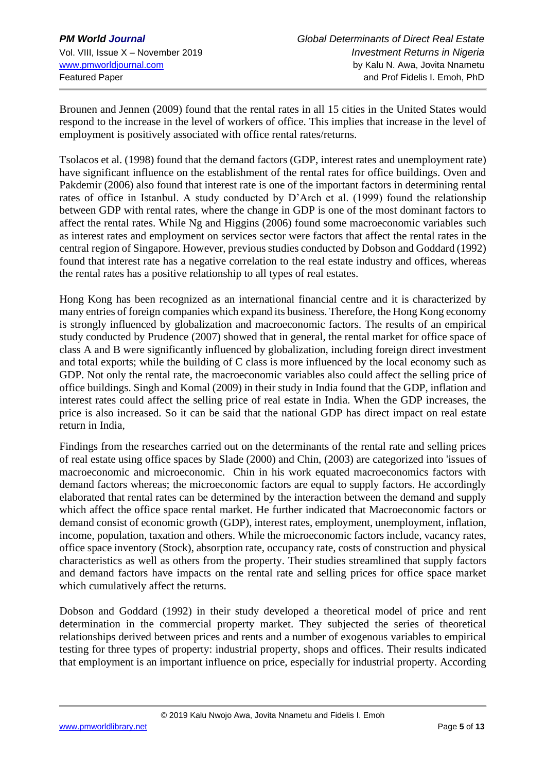Brounen and Jennen (2009) found that the rental rates in all 15 cities in the United States would respond to the increase in the level of workers of office. This implies that increase in the level of employment is positively associated with office rental rates/returns.

Tsolacos et al. (1998) found that the demand factors (GDP, interest rates and unemployment rate) have significant influence on the establishment of the rental rates for office buildings. Oven and Pakdemir (2006) also found that interest rate is one of the important factors in determining rental rates of office in Istanbul. A study conducted by D'Arch et al. (1999) found the relationship between GDP with rental rates, where the change in GDP is one of the most dominant factors to affect the rental rates. While Ng and Higgins (2006) found some macroeconomic variables such as interest rates and employment on services sector were factors that affect the rental rates in the central region of Singapore. However, previous studies conducted by Dobson and Goddard (1992) found that interest rate has a negative correlation to the real estate industry and offices, whereas the rental rates has a positive relationship to all types of real estates.

Hong Kong has been recognized as an international financial centre and it is characterized by many entries of foreign companies which expand its business. Therefore, the Hong Kong economy is strongly influenced by globalization and macroeconomic factors. The results of an empirical study conducted by Prudence (2007) showed that in general, the rental market for office space of class A and B were significantly influenced by globalization, including foreign direct investment and total exports; while the building of C class is more influenced by the local economy such as GDP. Not only the rental rate, the macroeconomic variables also could affect the selling price of office buildings. Singh and Komal (2009) in their study in India found that the GDP, inflation and interest rates could affect the selling price of real estate in India. When the GDP increases, the price is also increased. So it can be said that the national GDP has direct impact on real estate return in India,

Findings from the researches carried out on the determinants of the rental rate and selling prices of real estate using office spaces by Slade (2000) and Chin, (2003) are categorized into 'issues of macroeconomic and microeconomic. Chin in his work equated macroeconomics factors with demand factors whereas; the microeconomic factors are equal to supply factors. He accordingly elaborated that rental rates can be determined by the interaction between the demand and supply which affect the office space rental market. He further indicated that Macroeconomic factors or demand consist of economic growth (GDP), interest rates, employment, unemployment, inflation, income, population, taxation and others. While the microeconomic factors include, vacancy rates, office space inventory (Stock), absorption rate, occupancy rate, costs of construction and physical characteristics as well as others from the property. Their studies streamlined that supply factors and demand factors have impacts on the rental rate and selling prices for office space market which cumulatively affect the returns.

Dobson and Goddard (1992) in their study developed a theoretical model of price and rent determination in the commercial property market. They subjected the series of theoretical relationships derived between prices and rents and a number of exogenous variables to empirical testing for three types of property: industrial property, shops and offices. Their results indicated that employment is an important influence on price, especially for industrial property. According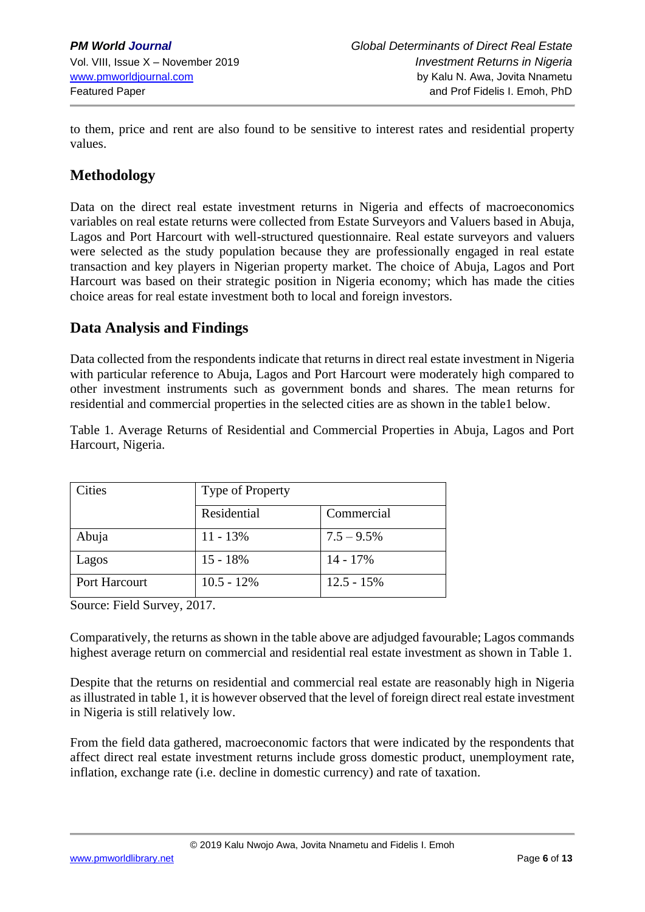to them, price and rent are also found to be sensitive to interest rates and residential property values.

## Methodology

Data on the direct real estate investment returns in Nigeria and effects of macroeconomics variables on real estate returns were collected from Estate Surveyors and Valuers based in Abuja, Lagos and Port Harcourt with well-structured questionnaire. Real estate surveyors and valuers were selected as the study population because they are professionally engaged in real estate transaction and key players in Nigerian property market. The choice of Abuja, Lagos and Port Harcourt was based on their strategic position in Nigeria economy; which has made the cities choice areas for real estate investment both to local and foreign investors.

## Data Analysis and Findings

Data collected from the respondents indicate that returns in direct real estate investment in Nigeria with particular reference to Abuja, Lagos and Port Harcourt were moderately high compared to other investment instruments such as government bonds and shares. The mean returns for residential and commercial properties in the selected cities are as shown in the table1 below.

Table 1. Average Returns of Residential and Commercial Properties in Abuja, Lagos and Port Harcourt, Nigeria.

| Cities | Type of Property | |
|---|---|---|
| | Residential | Commercial |
| Abuja | 11 - 13% | 7.5 – 9.5% |
| Lagos | 15 - 18% | 14 - 17% |
| Port Harcourt | 10.5 - 12% | 12.5 - 15% |

Source: Field Survey, 2017.

Comparatively, the returns as shown in the table above are adjudged favourable; Lagos commands highest average return on commercial and residential real estate investment as shown in Table 1.

Despite that the returns on residential and commercial real estate are reasonably high in Nigeria as illustrated in table 1, it is however observed that the level of foreign direct real estate investment in Nigeria is still relatively low.

From the field data gathered, macroeconomic factors that were indicated by the respondents that affect direct real estate investment returns include gross domestic product, unemployment rate, inflation, exchange rate (i.e. decline in domestic currency) and rate of taxation.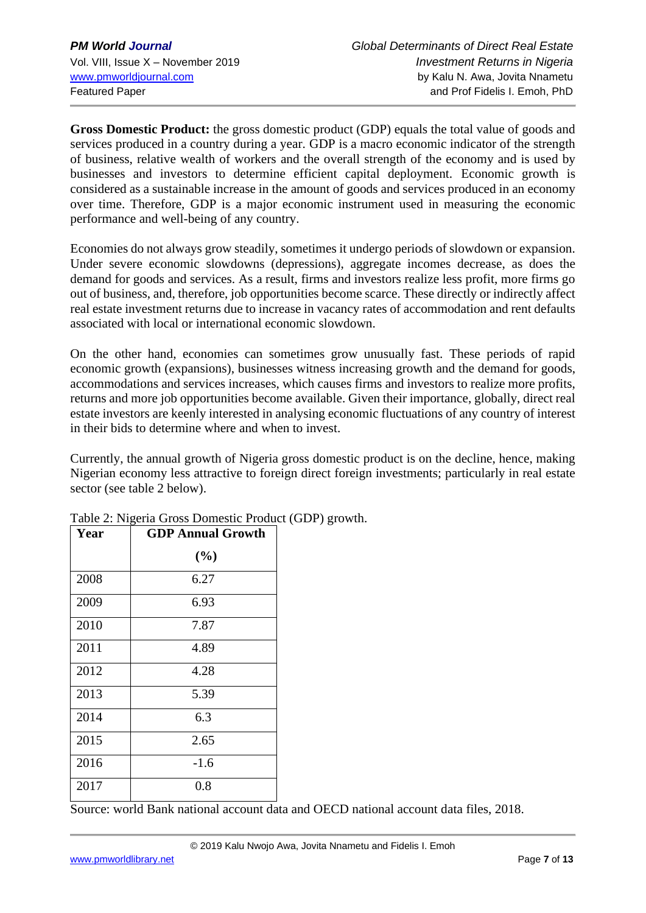**Gross Domestic Product:** the gross domestic product (GDP) equals the total value of goods and services produced in a country during a year. GDP is a macro economic indicator of the strength of business, relative wealth of workers and the overall strength of the economy and is used by businesses and investors to determine efficient capital deployment. Economic growth is considered as a sustainable increase in the amount of goods and services produced in an economy over time. Therefore, GDP is a major economic instrument used in measuring the economic performance and well-being of any country.

Economies do not always grow steadily, sometimes it undergo periods of slowdown or expansion. Under severe economic slowdowns (depressions), aggregate incomes decrease, as does the demand for goods and services. As a result, firms and investors realize less profit, more firms go out of business, and, therefore, job opportunities become scarce. These directly or indirectly affect real estate investment returns due to increase in vacancy rates of accommodation and rent defaults associated with local or international economic slowdown.

On the other hand, economies can sometimes grow unusually fast. These periods of rapid economic growth (expansions), businesses witness increasing growth and the demand for goods, accommodations and services increases, which causes firms and investors to realize more profits, returns and more job opportunities become available. Given their importance, globally, direct real estate investors are keenly interested in analysing economic fluctuations of any country of interest in their bids to determine where and when to invest.

Currently, the annual growth of Nigeria gross domestic product is on the decline, hence, making Nigerian economy less attractive to foreign direct foreign investments; particularly in real estate sector (see table 2 below).

Table 2: Nigeria Gross Domestic Product (GDP) growth.

| Year | GDP Annual Growth (%) |
|---|---|
| 2008 | 6.27 |
| 2009 | 6.93 |
| 2010 | 7.87 |
| 2011 | 4.89 |
| 2012 | 4.28 |
| 2013 | 5.39 |
| 2014 | 6.3 |
| 2015 | 2.65 |
| 2016 | -1.6 |
| 2017 | 0.8 |

Source: world Bank national account data and OECD national account data files, 2018.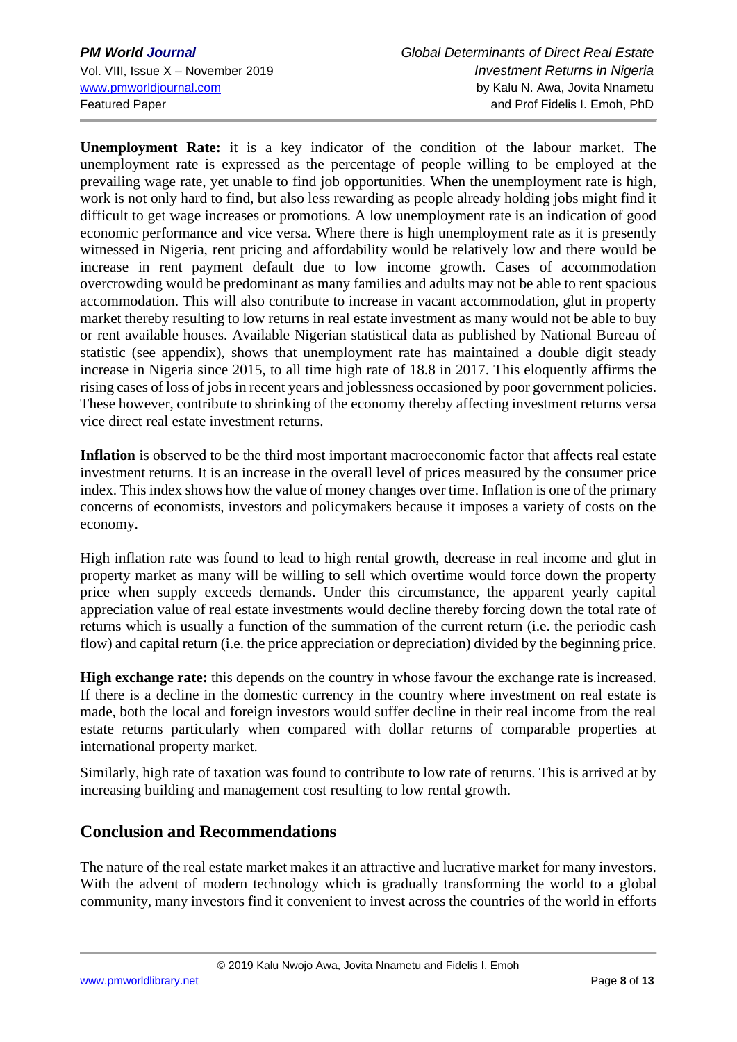**Unemployment Rate:** it is a key indicator of the condition of the labour market. The unemployment rate is expressed as the percentage of people willing to be employed at the prevailing wage rate, yet unable to find job opportunities. When the unemployment rate is high, work is not only hard to find, but also less rewarding as people already holding jobs might find it difficult to get wage increases or promotions. A low unemployment rate is an indication of good economic performance and vice versa. Where there is high unemployment rate as it is presently witnessed in Nigeria, rent pricing and affordability would be relatively low and there would be increase in rent payment default due to low income growth. Cases of accommodation overcrowding would be predominant as many families and adults may not be able to rent spacious accommodation. This will also contribute to increase in vacant accommodation, glut in property market thereby resulting to low returns in real estate investment as many would not be able to buy or rent available houses. Available Nigerian statistical data as published by National Bureau of statistic (see appendix), shows that unemployment rate has maintained a double digit steady increase in Nigeria since 2015, to all time high rate of 18.8 in 2017. This eloquently affirms the rising cases of loss of jobs in recent years and joblessness occasioned by poor government policies. These however, contribute to shrinking of the economy thereby affecting investment returns versa vice direct real estate investment returns.

**Inflation** is observed to be the third most important macroeconomic factor that affects real estate investment returns. It is an increase in the overall level of prices measured by the consumer price index. This index shows how the value of money changes over time. Inflation is one of the primary concerns of economists, investors and policymakers because it imposes a variety of costs on the economy.

High inflation rate was found to lead to high rental growth, decrease in real income and glut in property market as many will be willing to sell which overtime would force down the property price when supply exceeds demands. Under this circumstance, the apparent yearly capital appreciation value of real estate investments would decline thereby forcing down the total rate of returns which is usually a function of the summation of the current return (i.e. the periodic cash flow) and capital return (i.e. the price appreciation or depreciation) divided by the beginning price.

**High exchange rate:** this depends on the country in whose favour the exchange rate is increased. If there is a decline in the domestic currency in the country where investment on real estate is made, both the local and foreign investors would suffer decline in their real income from the real estate returns particularly when compared with dollar returns of comparable properties at international property market.

Similarly, high rate of taxation was found to contribute to low rate of returns. This is arrived at by increasing building and management cost resulting to low rental growth.

## Conclusion and Recommendations

The nature of the real estate market makes it an attractive and lucrative market for many investors. With the advent of modern technology which is gradually transforming the world to a global community, many investors find it convenient to invest across the countries of the world in efforts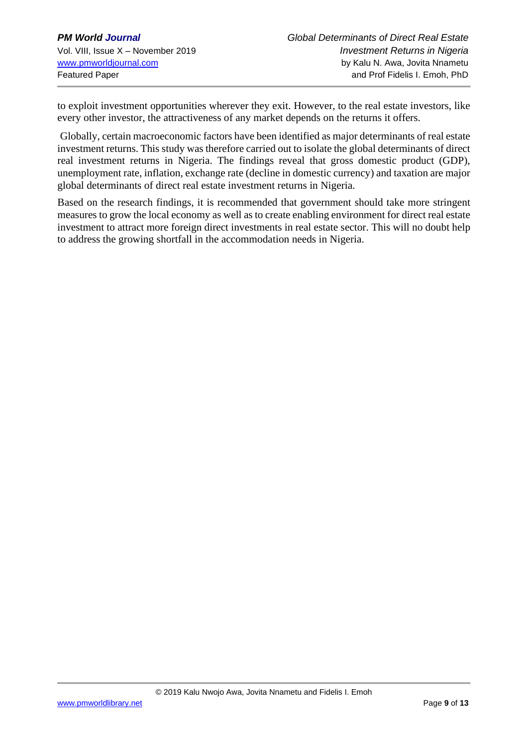to exploit investment opportunities wherever they exit. However, to the real estate investors, like every other investor, the attractiveness of any market depends on the returns it offers.

Globally, certain macroeconomic factors have been identified as major determinants of real estate investment returns. This study was therefore carried out to isolate the global determinants of direct real investment returns in Nigeria. The findings reveal that gross domestic product (GDP), unemployment rate, inflation, exchange rate (decline in domestic currency) and taxation are major global determinants of direct real estate investment returns in Nigeria.

Based on the research findings, it is recommended that government should take more stringent measures to grow the local economy as well as to create enabling environment for direct real estate investment to attract more foreign direct investments in real estate sector. This will no doubt help to address the growing shortfall in the accommodation needs in Nigeria.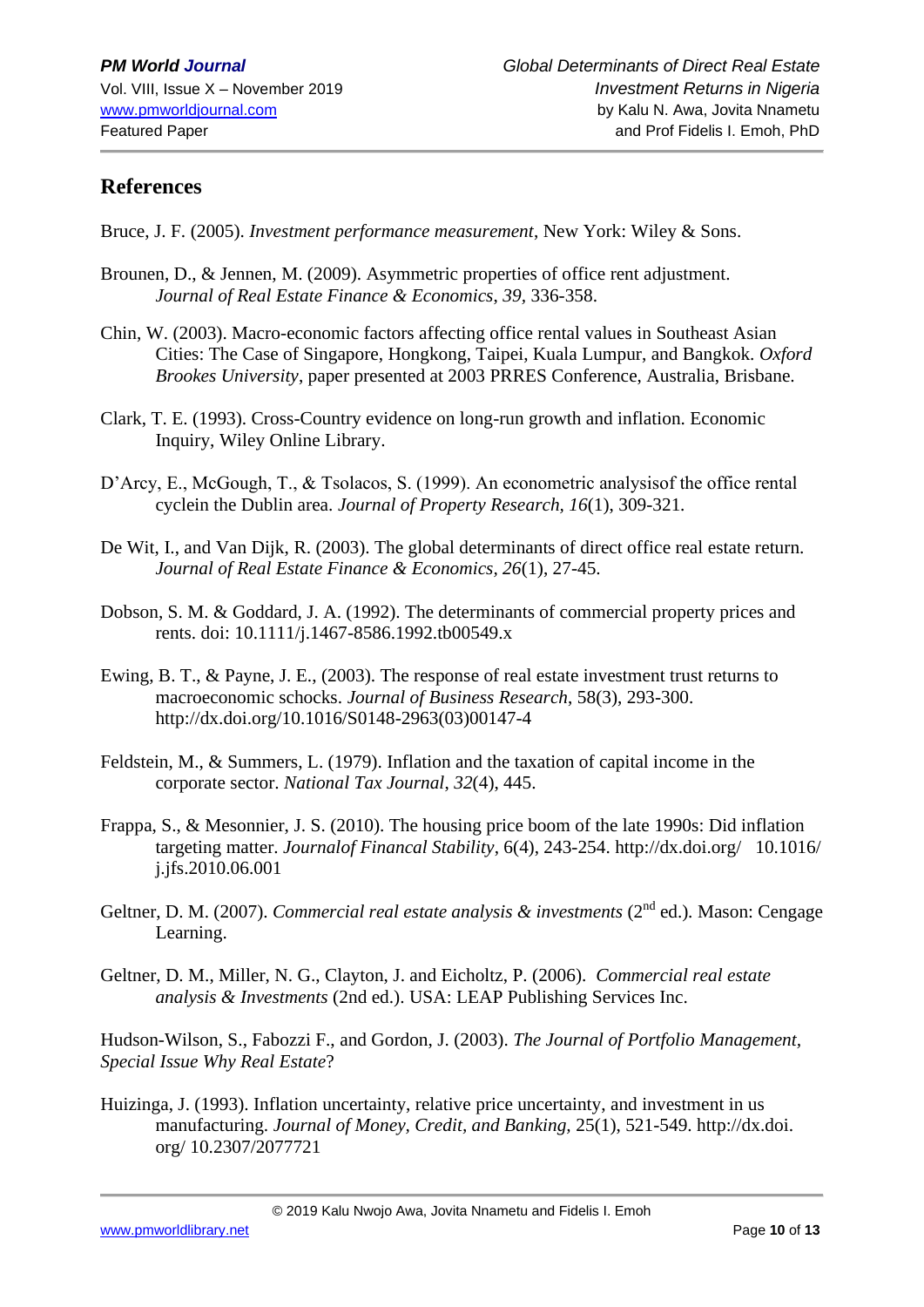## References

Bruce, J. F. (2005). *Investment performance measurement*, New York: Wiley & Sons.

Brounen, D., & Jennen, M. (2009). Asymmetric properties of office rent adjustment. *Journal of Real Estate Finance & Economics, 39*, 336-358.

Chin, W. (2003). Macro-economic factors affecting office rental values in Southeast Asian Cities: The Case of Singapore, Hongkong, Taipei, Kuala Lumpur, and Bangkok. *Oxford Brookes University*, paper presented at 2003 PRRES Conference, Australia, Brisbane.

Clark, T. E. (1993). Cross-Country evidence on long-run growth and inflation. Economic Inquiry, Wiley Online Library.

D'Arcy, E., McGough, T., & Tsolacos, S. (1999). An econometric analysisof the office rental cyclein the Dublin area. *Journal of Property Research, 16*(1), 309-321.

De Wit, I., and Van Dijk, R. (2003). The global determinants of direct office real estate return. *Journal of Real Estate Finance & Economics, 26*(1), 27-45.

Dobson, S. M. & Goddard, J. A. (1992). The determinants of commercial property prices and rents. doi: 10.1111/j.1467-8586.1992.tb00549.x

Ewing, B. T., & Payne, J. E., (2003). The response of real estate investment trust returns to macroeconomic schocks. *Journal of Business Research*, 58(3), 293-300. http://dx.doi.org/10.1016/S0148-2963(03)00147-4

Feldstein, M., & Summers, L. (1979). Inflation and the taxation of capital income in the corporate sector. *National Tax Journal*, *32*(4), 445.

Frappa, S., & Mesonnier, J. S. (2010). The housing price boom of the late 1990s: Did inflation targeting matter. *Journalof Financal Stability*, 6(4), 243-254. http://dx.doi.org/ 10.1016/ j.jfs.2010.06.001

Geltner, D. M. (2007). *Commercial real estate analysis & investments* (2nd ed.). Mason: Cengage Learning.

Geltner, D. M., Miller, N. G., Clayton, J. and Eicholtz, P. (2006). *Commercial real estate analysis & Investments* (2nd ed.). USA: LEAP Publishing Services Inc.

Hudson-Wilson, S., Fabozzi F., and Gordon, J. (2003). *The Journal of Portfolio Management, Special Issue Why Real Estate*?

Huizinga, J. (1993). Inflation uncertainty, relative price uncertainty, and investment in us manufacturing. *Journal of Money, Credit, and Banking*, 25(1), 521-549. http://dx.doi. org/ 10.2307/2077721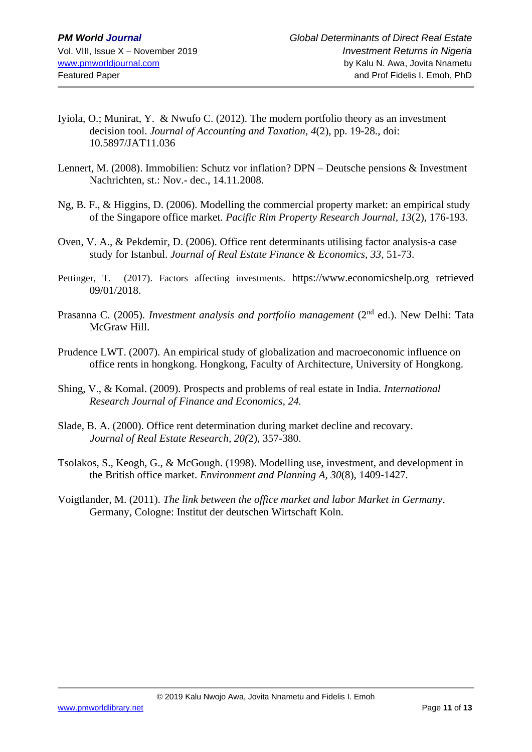Iyiola, O.; Munirat, Y. & Nwufo C. (2012). The modern portfolio theory as an investment decision tool. *Journal of Accounting and Taxation, 4*(2), pp. 19-28., doi: 10.5897/JAT11.036

Lennert, M. (2008). Immobilien: Schutz vor inflation? DPN – Deutsche pensions & Investment Nachrichten, st.: Nov.- dec., 14.11.2008.

Ng, B. F., & Higgins, D. (2006). Modelling the commercial property market: an empirical study of the Singapore office market. *Pacific Rim Property Research Journal, 13*(2), 176-193.

Oven, V. A., & Pekdemir, D. (2006). Office rent determinants utilising factor analysis-a case study for Istanbul. *Journal of Real Estate Finance & Economics, 33,* 51-73.

Pettinger, T. (2017). Factors affecting investments. https://www.economicshelp.org retrieved 09/01/2018.

Prasanna C. (2005). *Investment analysis and portfolio management* (2nd ed.). New Delhi: Tata McGraw Hill.

Prudence LWT. (2007). An empirical study of globalization and macroeconomic influence on office rents in hongkong. Hongkong, Faculty of Architecture, University of Hongkong.

Shing, V., & Komal. (2009). Prospects and problems of real estate in India. *International Research Journal of Finance and Economics, 24.*

Slade, B. A. (2000). Office rent determination during market decline and recovery. *Journal of Real Estate Research, 20(*2), 357-380.

Tsolakos, S., Keogh, G., & McGough. (1998). Modelling use, investment, and development in the British office market. *Environment and Planning A, 30*(8), 1409-1427.

Voigtlander, M. (2011). *The link between the office market and labor Market in Germany*. Germany, Cologne: Institut der deutschen Wirtschaft Koln.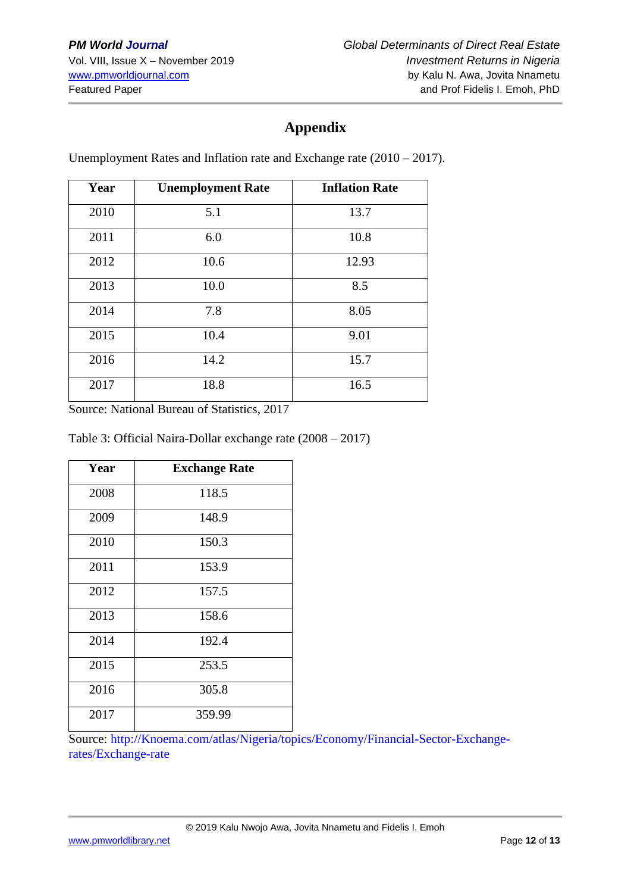# Appendix

Unemployment Rates and Inflation rate and Exchange rate (2010 – 2017).

| Year | Unemployment Rate | Inflation Rate |
|---|---|---|
| 2010 | 5.1 | 13.7 |
| 2011 | 6.0 | 10.8 |
| 2012 | 10.6 | 12.93 |
| 2013 | 10.0 | 8.5 |
| 2014 | 7.8 | 8.05 |
| 2015 | 10.4 | 9.01 |
| 2016 | 14.2 | 15.7 |
| 2017 | 18.8 | 16.5 |

Source: National Bureau of Statistics, 2017

Table 3: Official Naira-Dollar exchange rate (2008 – 2017)

| Year | Exchange Rate |
|---|---|
| 2008 | 118.5 |
| 2009 | 148.9 |
| 2010 | 150.3 |
| 2011 | 153.9 |
| 2012 | 157.5 |
| 2013 | 158.6 |
| 2014 | 192.4 |
| 2015 | 253.5 |
| 2016 | 305.8 |
| 2017 | 359.99 |

Source: http://Knoema.com/atlas/Nigeria/topics/Economy/Financial-Sector-Exchange-rates/Exchange-rate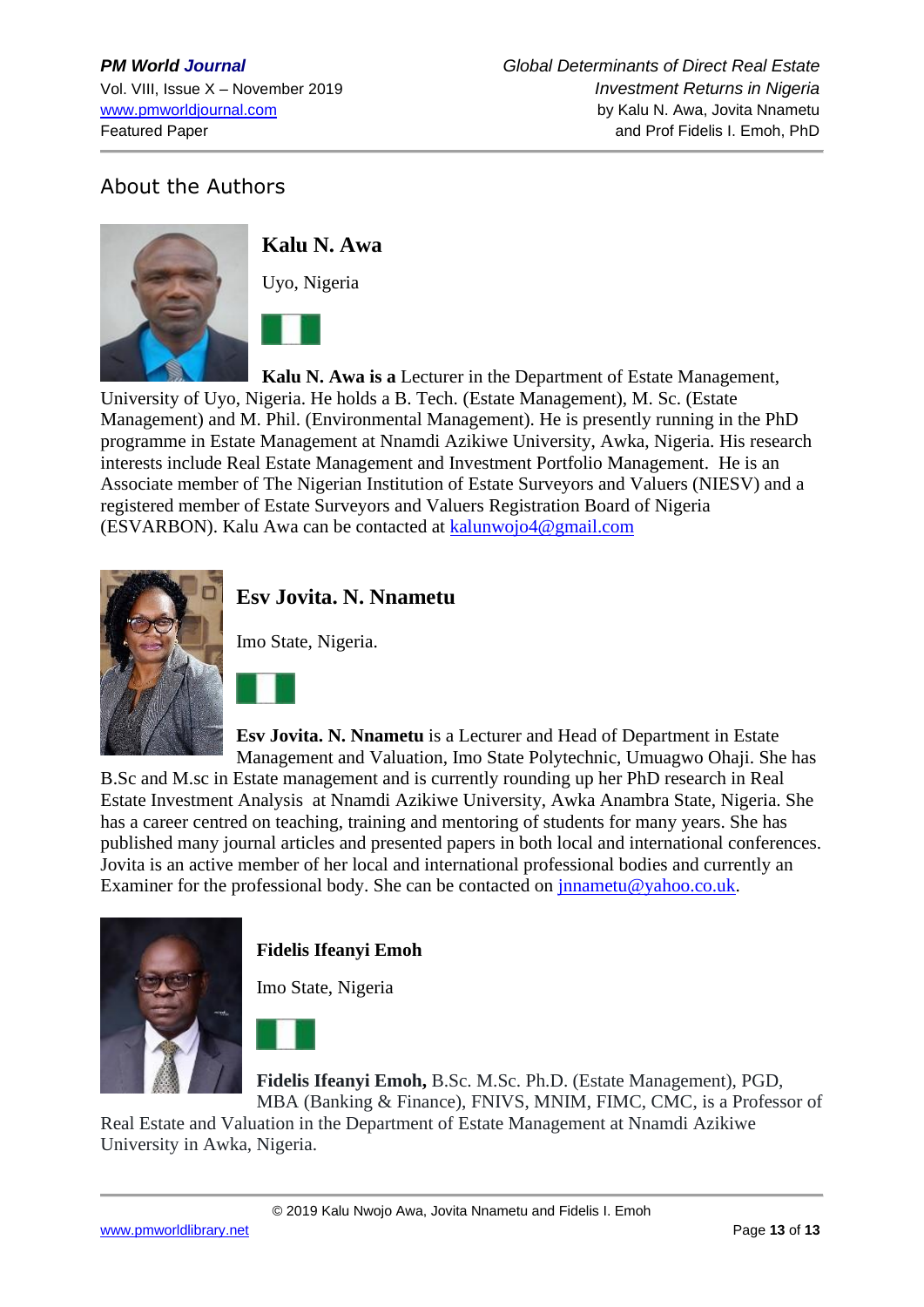## About the Authors

### Kalu N. Awa

Uyo, Nigeria

**Kalu N. Awa is a** Lecturer in the Department of Estate Management, University of Uyo, Nigeria. He holds a B. Tech. (Estate Management), M. Sc. (Estate Management) and M. Phil. (Environmental Management). He is presently running in the PhD programme in Estate Management at Nnamdi Azikiwe University, Awka, Nigeria. His research interests include Real Estate Management and Investment Portfolio Management. He is an Associate member of The Nigerian Institution of Estate Surveyors and Valuers (NIESV) and a registered member of Estate Surveyors and Valuers Registration Board of Nigeria (ESVARBON). Kalu Awa can be contacted at kalunwojo4@gmail.com

### Esv Jovita. N. Nnametu

Imo State, Nigeria.

**Esv Jovita. N. Nnametu** is a Lecturer and Head of Department in Estate Management and Valuation, Imo State Polytechnic, Umuagwo Ohaji. She has B.Sc and M.sc in Estate management and is currently rounding up her PhD research in Real Estate Investment Analysis at Nnamdi Azikiwe University, Awka Anambra State, Nigeria. She has a career centred on teaching, training and mentoring of students for many years. She has published many journal articles and presented papers in both local and international conferences. Jovita is an active member of her local and international professional bodies and currently an Examiner for the professional body. She can be contacted on jnnametu@yahoo.co.uk.

### Fidelis Ifeanyi Emoh

Imo State, Nigeria

**Fidelis Ifeanyi Emoh,** B.Sc. M.Sc. Ph.D. (Estate Management), PGD, MBA (Banking & Finance), FNIVS, MNIM, FIMC, CMC, is a Professor of Real Estate and Valuation in the Department of Estate Management at Nnamdi Azikiwe University in Awka, Nigeria.